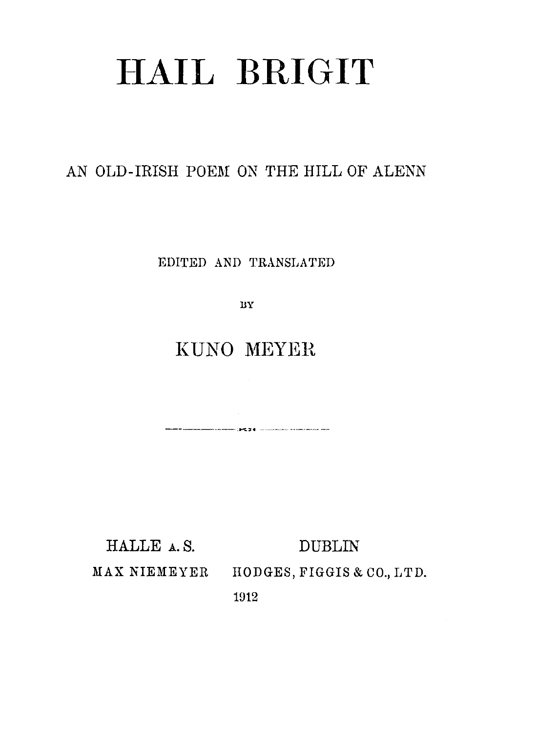# HAIL BRIGIT

## AN OLD-IRISH POEM ON THE HILL OF ALENN

EDITED AND TRANSLATED

BY

KUNO MEYER

---

HALLE A. S. — MAX NIEMEYER

DUBLIN — HODGES, FIGGIS & CO., LTD.

1912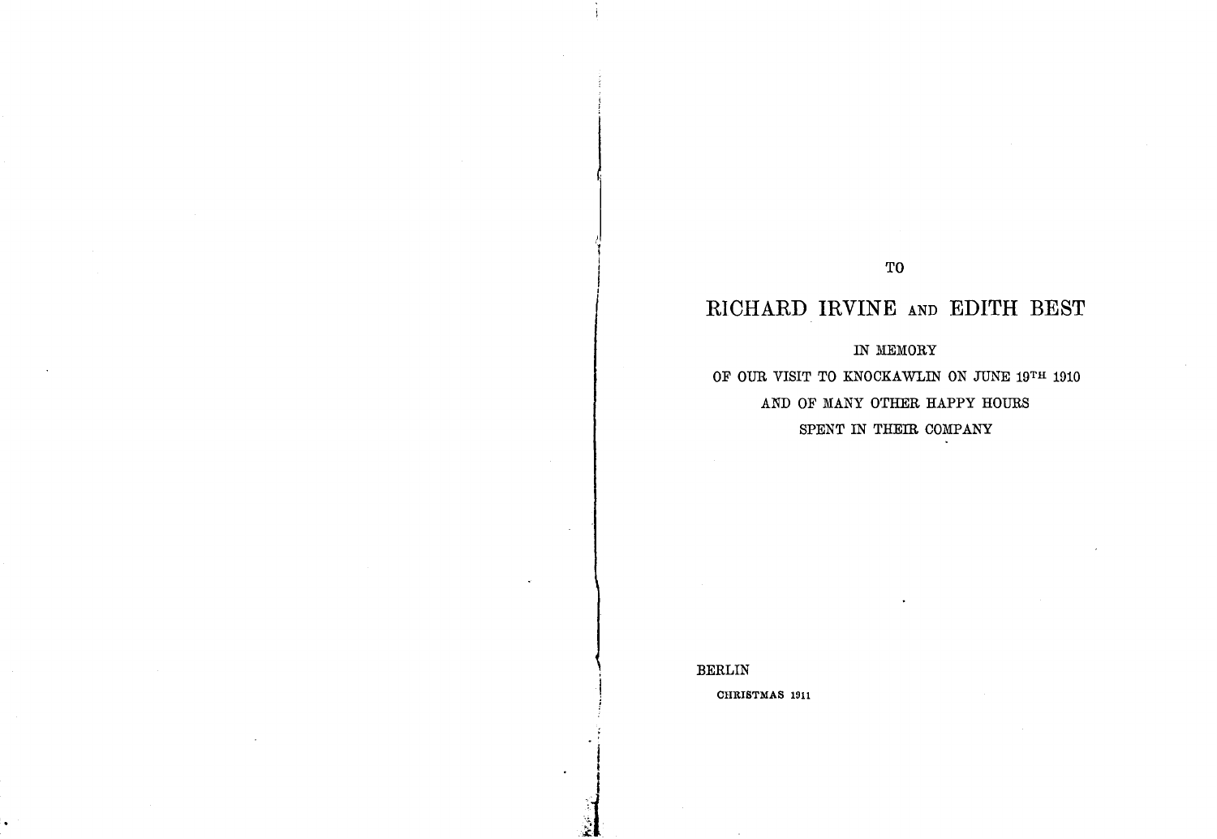TO

RICHARD IRVINE AND EDITH BEST

IN MEMORY

OF OUR VISIT TO KNOCKAWLIN ON JUNE 19TH 1910

AND OF MANY OTHER HAPPY HOURS

SPENT IN THEIR COMPANY

BERLIN

CHRISTMAS 1911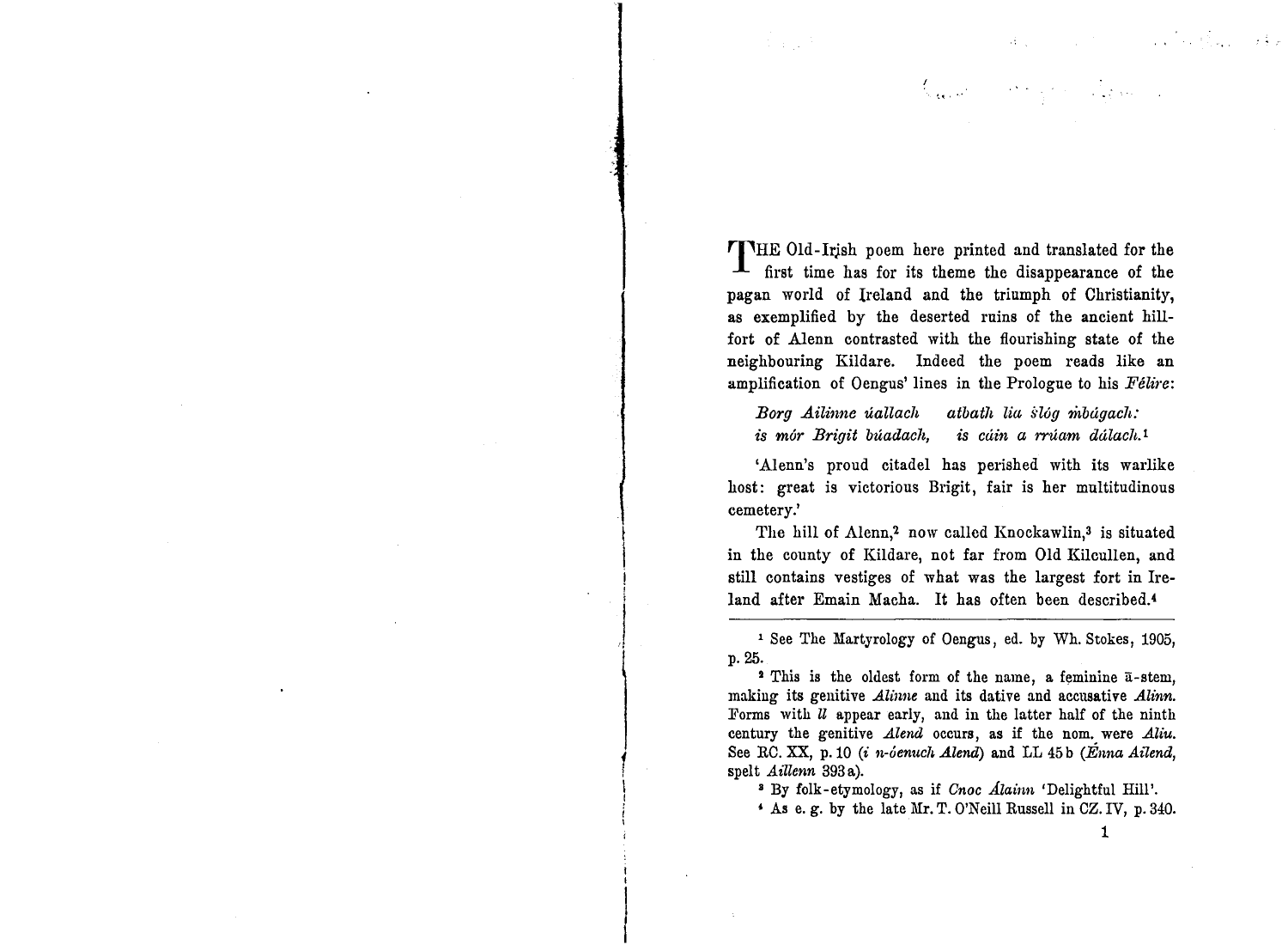THE Old-Irish poem here printed and translated for the first time has for its theme the disappearance of the pagan world of Ireland and the triumph of Christianity, as exemplified by the deserted ruins of the ancient hill-fort of Alenn contrasted with the flourishing state of the neighbouring Kildare. Indeed the poem reads like an amplification of Oengus' lines in the Prologue to his *Félire*:

*Borg Ailinne úallach   atbath lia slóg ṁbágach:*
*is mór Brigit búadach,   is cáin a rrúam dálach.*[1]

'Alenn's proud citadel has perished with its warlike host: great is victorious Brigit, fair is her multitudinous cemetery.'

The hill of Alenn,[2] now called Knockawlin,[3] is situated in the county of Kildare, not far from Old Kilcullen, and still contains vestiges of what was the largest fort in Ireland after Emain Macha. It has often been described.[4]

---

[1] See The Martyrology of Oengus, ed. by Wh. Stokes, 1905, p. 25.

[2] This is the oldest form of the name, a feminine ā-stem, making its genitive *Alinne* and its dative and accusative *Alinn.* Forms with *ll* appear early, and in the latter half of the ninth century the genitive *Alend* occurs, as if the nom. were *Aliu.* See RC. XX, p. 10 (*i n-óenuch Alend*) and LL 45 b (*Énna Ailend,* spelt *Aillenn* 393 a).

[3] By folk-etymology, as if *Cnoc Álainn* 'Delightful Hill'.

[4] As e. g. by the late Mr. T. O'Neill Russell in CZ. IV, p. 340.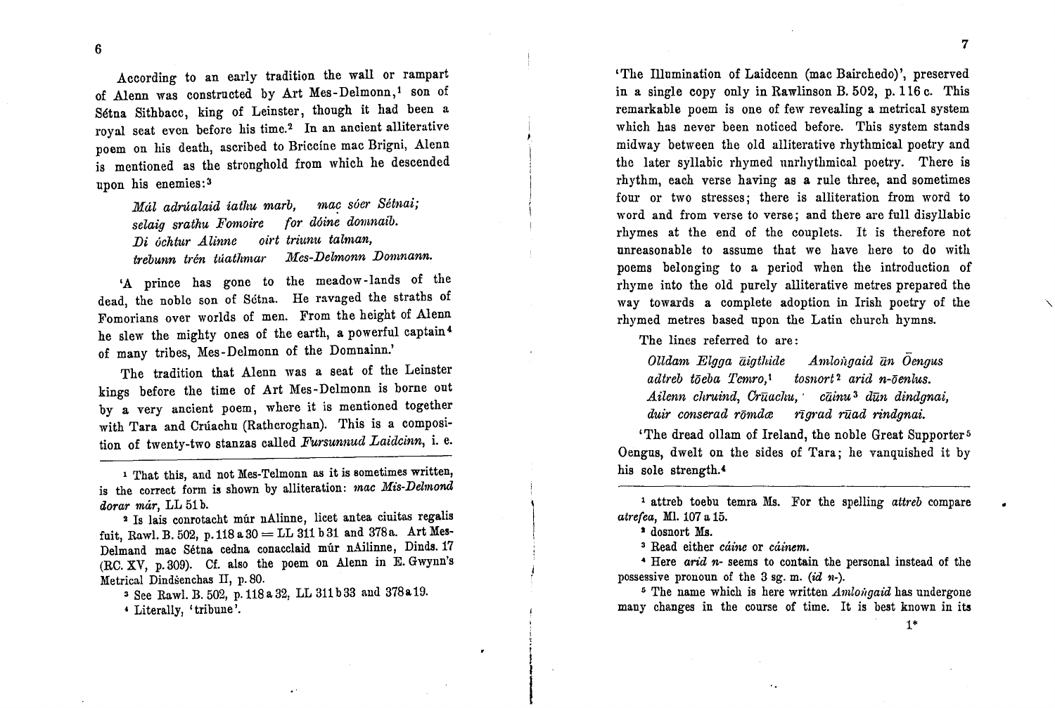According to an early tradition the wall or rampart of Alenn was constructed by Art Mes-Delmonn,[1] son of Sétna Sithbacc, king of Leinster, though it had been a royal seat even before his time.[2] In an ancient alliterative poem on his death, ascribed to Briccíne mac Brigni, Alenn is mentioned as the stronghold from which he descended upon his enemies:[3]

*Mál adrúalaid íathu marb, mac sóer Sétnai;*
*selaig srathu Fomoire for dóine domnaib.*
*Di óchtur Alinne oirt triunu talman,*
*trebunn trén túathmar Mes-Delmonn Domnann.*

'A prince has gone to the meadow-lands of the dead, the noble son of Sétna. He ravaged the straths of Fomorians over worlds of men. From the height of Alenn he slew the mighty ones of the earth, a powerful captain[4] of many tribes, Mes-Delmonn of the Domnainn.'

The tradition that Alenn was a seat of the Leinster kings before the time of Art Mes-Delmonn is borne out by a very ancient poem, where it is mentioned together with Tara and Crúachu (Rathcroghan). This is a composition of twenty-two stanzas called *Fursunnud Laidcinn*, i. e. 'The Illumination of Laidcenn (mac Bairchedo)', preserved in a single copy only in Rawlinson B. 502, p. 116 c. This remarkable poem is one of few revealing a metrical system which has never been noticed before. This system stands midway between the old alliterative rhythmical poetry and the later syllabic rhymed unrhythmical poetry. There is rhythm, each verse having as a rule three, and sometimes four or two stresses; there is alliteration from word to word and from verse to verse; and there are full disyllabic rhymes at the end of the couplets. It is therefore not unreasonable to assume that we have here to do with poems belonging to a period when the introduction of rhyme into the old purely alliterative metres prepared the way towards a complete adoption in Irish poetry of the rhymed metres based upon the Latin church hymns.

The lines referred to are:

*Olldam Elgga āigthide Amloṅgaid ūn Ōengus*
*adtreb tōeba Temro,*[1] *tosnort*[2] *arid n-ōenlus.*
*Ailenn chruind, Crūachu, cāinu*[3] *dūn dindgnai,*
*duir conserad rōmdæ rīgrad rūad rindgnai.*

'The dread ollam of Ireland, the noble Great Supporter[5] Oengus, dwelt on the sides of Tara; he vanquished it by his sole strength.[4]

---

[1] That this, and not Mes-Telmonn as it is sometimes written, is the correct form is shown by alliteration: *mac Mis-Delmond dorar már*, LL 51 b.

[2] Is lais conrotacht múr nAlinne, licet antea ciuitas regalis fuit, Rawl. B. 502, p. 118 a 30 = LL 311 b 31 and 378 a. Art Mes-Delmand mac Sétna cedna conacclaid múr nAilinne, Dinds. 17 (RC. XV, p. 309). Cf. also the poem on Alenn in E. Gwynn's Metrical Dindšenchas II, p. 80.

[3] See Rawl. B. 502, p. 118 a 32, LL 311 b 33 and 378 a 19.

[4] Literally, 'tribune'.

[1] attreb toebu temra Ms. For the spelling *attreb* compare *atrefea*, Ml. 107 a 15.

[2] dosnort Ms.

[3] Read either *cáine* or *cáinem*.

[4] Here *arid n-* seems to contain the personal instead of the possessive pronoun of the 3 sg. m. (*id n-*).

[5] The name which is here written *Amloṅgaid* has undergone many changes in the course of time. It is best known in its

1*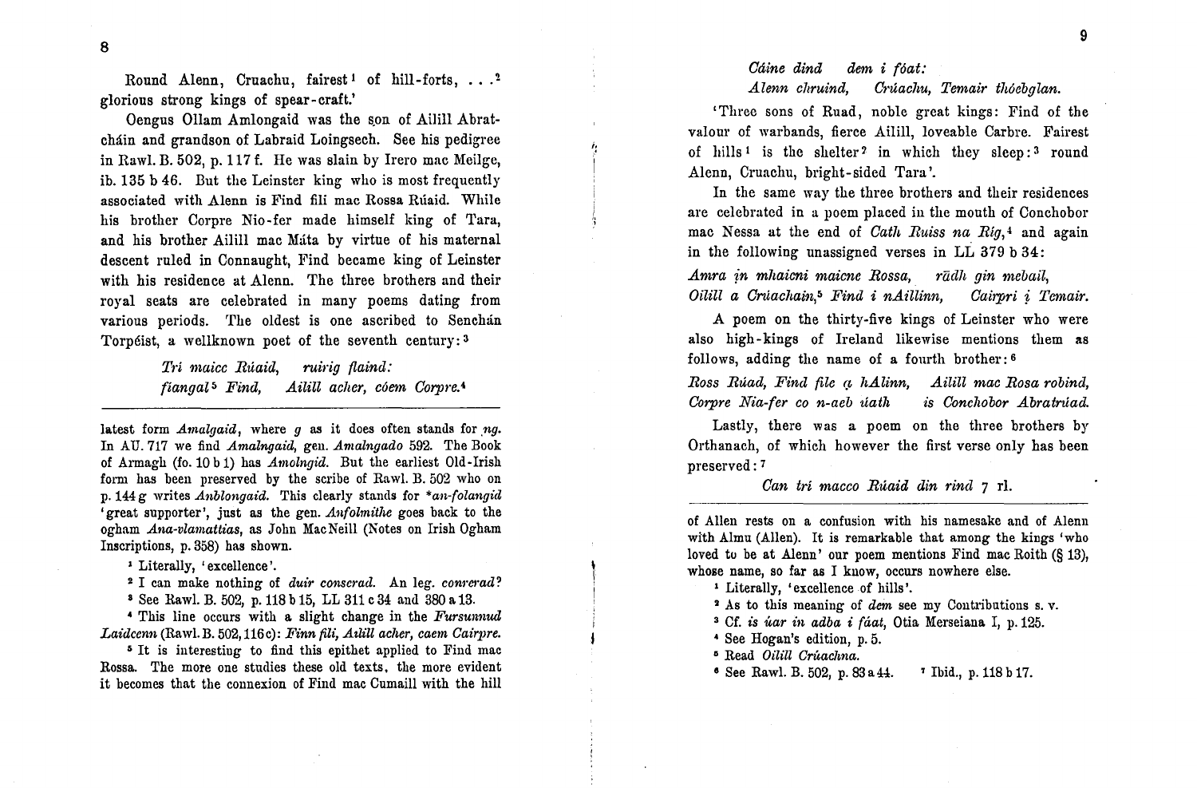Round Alenn, Cruachu, fairest[1] of hill-forts, . . .[2] glorious strong kings of spear-craft.'

Oengus Ollam Amlongaid was the son of Ailill Abratchâin and grandson of Labraid Loingsech. See his pedigree in Rawl. B. 502, p. 117 f. He was slain by Irero mac Meilge, ib. 135 b 46. But the Leinster king who is most frequently associated with Alenn is Find fili mac Rossa Rúaid. While his brother Corpre Nio-fer made himself king of Tara, and his brother Ailill mac Máta by virtue of his maternal descent ruled in Connaught, Find became king of Leinster with his residence at Alenn. The three brothers and their royal seats are celebrated in many poems dating from various periods. The oldest is one ascribed to Senchán Torpéist, a wellknown poet of the seventh century:[3]

> *Tri maicc Rúaid, ruirig flaind:*
> *fiangal*[5] *Find, Ailill acher, cóem Corpre.*[4]

latest form *Amalgaid*, where *g* as it does often stands for *ng*. In AU. 717 we find *Amalngaid*, gen. *Amalngado* 592. The Book of Armagh (fo. 10 b 1) has *Amolngid*. But the earliest Old-Irish form has been preserved by the scribe of Rawl. B. 502 who on p. 144 g writes *Anblongaid*. This clearly stands for *\*an-folangid* 'great supporter', just as the gen. *Anfolmithe* goes back to the ogham *Ana-vlamattias*, as John MacNeill (Notes on Irish Ogham Inscriptions, p. 358) has shown.

[1] Literally, 'excellence'.

[2] I can make nothing of *duir conscrad*. An leg. *conrcrad*?

[3] See Rawl. B. 502, p. 118 b 15, LL 311 c 34 and 380 a 13.

[4] This line occurs with a slight change in the *Fursunnud Laidcenn* (Rawl. B. 502, 116 c): *Finn fili, Ailill acher, caem Cairpre.*

[5] It is interesting to find this epithet applied to Find mac Rossa. The more one studies these old texts, the more evident it becomes that the connexion of Find mac Cumaill with the hill of Allen rests on a confusion with his namesake and of Alenn with Almu (Allen). It is remarkable that among the kings 'who loved to be at Alenn' our poem mentions Find mac Roith (§ 13), whose name, so far as I know, occurs nowhere else.

> *Cáine dind dem i fóat:*
> *Alenn chruind, Crúachu, Temair thóebglan.*

'Three sons of Ruad, noble great kings: Find of the valour of warbands, fierce Ailill, loveable Carbre. Fairest of hills[1] is the shelter[2] in which they sleep:[3] round Alenn, Cruachu, bright-sided Tara'.

In the same way the three brothers and their residences are celebrated in a poem placed in the mouth of Conchobor mac Nessa at the end of *Cath Ruiss na Rig*,[4] and again in the following unassigned verses in LL 379 b 34:

> *Amra in mhaicni maicne Rossa, rādh gin mebail,*
> *Oilill a Criachain,*[5] *Find i nAillinn, Cairpri i Temair.*

A poem on the thirty-five kings of Leinster who were also high-kings of Ireland likewise mentions them as follows, adding the name of a fourth brother:[6]

> *Ross Rúad, Find file a hAlinn, Ailill mac Rosa robind,*
> *Corpre Nia-fer co n-aeb uath is Conchobor Abratruad.*

Lastly, there was a poem on the three brothers by Orthanach, of which however the first verse only has been preserved:[7]

> *Can tri macco Rúaid din rind* 7 rl.

[1] Literally, 'excellence of hills'.

[2] As to this meaning of *dem* see my Contributions s. v.

[3] Cf. *is úar in adba i fáat*, Otia Merseiana I, p. 125.

[4] See Hogan's edition, p. 5.

[5] Read *Oilill Crúachna*.

[6] See Rawl. B. 502, p. 83 a 44.

[7] Ibid., p. 118 b 17.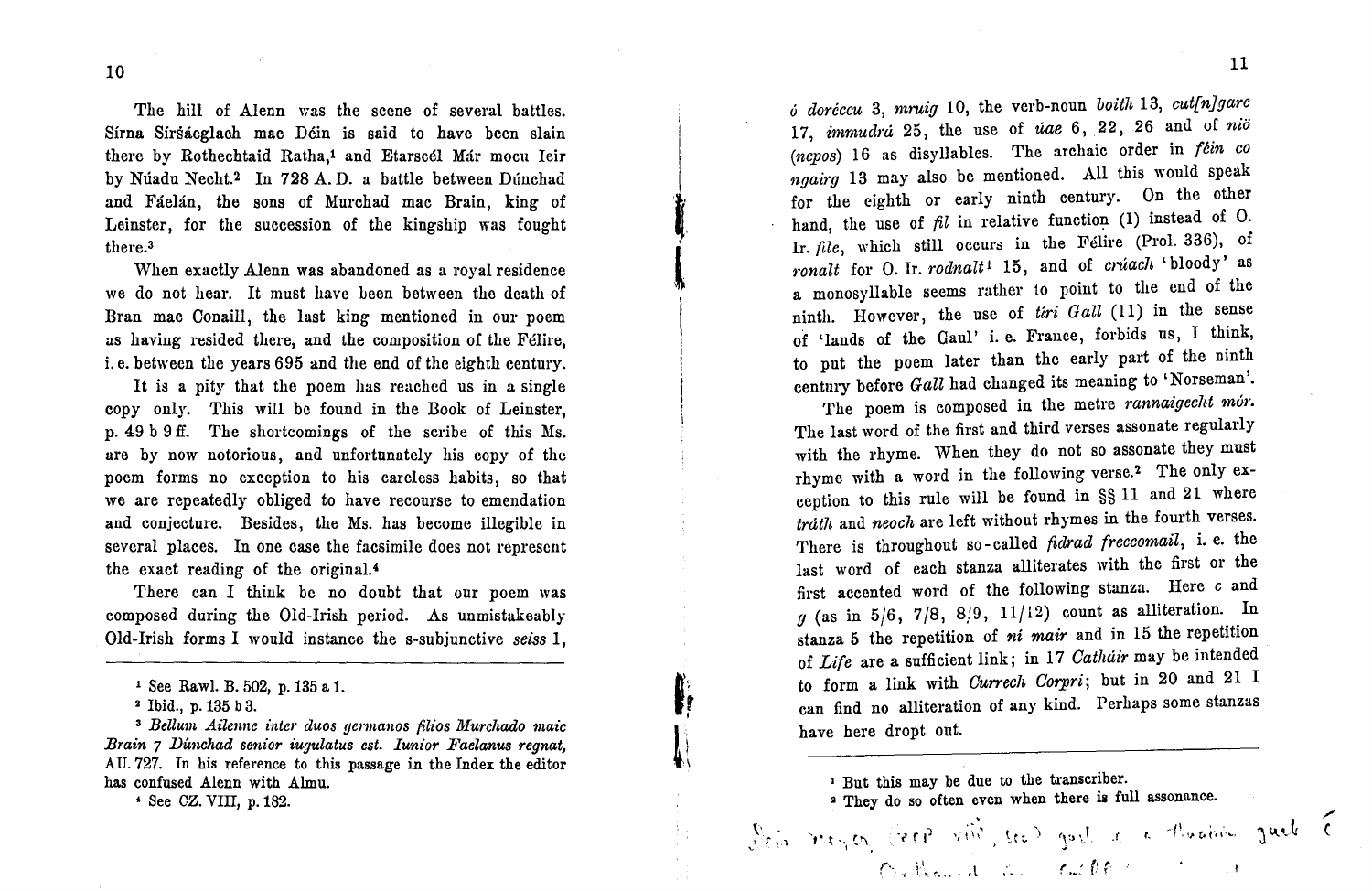The hill of Alenn was the scene of several battles. Sírna Sírśáeglach mac Déin is said to have been slain there by Rothechtaid Ratha,[1] and Etarscél Már mocu Ieir by Núadu Necht.[2] In 728 A. D. a battle between Dúnchad and Fáelán, the sons of Murchad mac Brain, king of Leinster, for the succession of the kingship was fought there.[3]

When exactly Alenn was abandoned as a royal residence we do not hear. It must have been between the death of Bran mac Conaill, the last king mentioned in our poem as having resided there, and the composition of the Félire, i. e. between the years 695 and the end of the eighth century.

It is a pity that the poem has reached us in a single copy only. This will be found in the Book of Leinster, p. 49 b 9 ff. The shortcomings of the scribe of this Ms. are by now notorious, and unfortunately his copy of the poem forms no exception to his careless habits, so that we are repeatedly obliged to have recourse to emendation and conjecture. Besides, the Ms. has become illegible in several places. In one case the facsimile does not represent the exact reading of the original.[4]

There can I think be no doubt that our poem was composed during the Old-Irish period. As unmistakeably Old-Irish forms I would instance the s-subjunctive *seiss* 1, *ó doréccu* 3, *mruig* 10, the verb-noun *boith* 13, *cut[n]gare* 17, *immudrá* 25, the use of *úae* 6, 22, 26 and of *niö* (*nepos*) 16 as disyllables. The archaic order in *féin co ngairg* 13 may also be mentioned. All this would speak for the eighth or early ninth century. On the other hand, the use of *fil* in relative function (1) instead of O. Ir. *file*, which still occurs in the Félire (Prol. 336), of *ronalt* for O. Ir. *rodnalt*[1] 15, and of *crúach* 'bloody' as a monosyllable seems rather to point to the end of the ninth. However, the use of *tíri Gall* (11) in the sense of 'lands of the Gaul' i. e. France, forbids us, I think, to put the poem later than the early part of the ninth century before *Gall* had changed its meaning to 'Norseman'.

The poem is composed in the metre *rannaigecht mór*. The last word of the first and third verses assonate regularly with the rhyme. When they do not so assonate they must rhyme with a word in the following verse.[2] The only exception to this rule will be found in §§ 11 and 21 where *tráth* and *neoch* are left without rhymes in the fourth verses. There is throughout so-called *fidrad freccomail*, i. e. the last word of each stanza alliterates with the first or the first accented word of the following stanza. Here *c* and *g* (as in 5/6, 7/8, 8/9, 11/12) count as alliteration. In stanza 5 the repetition of *ni mair* and in 15 the repetition of *Life* are a sufficient link; in 17 *Cathúir* may be intended to form a link with *Currech Corpri*; but in 20 and 21 I can find no alliteration of any kind. Perhaps some stanzas have here dropt out.

---

[1] See Rawl. B. 502, p. 135 a 1.

[2] Ibid., p. 135 b 3.

[3] *Bellum Ailenne inter duos germanos filios Murchado maic Brain 7 Dúnchad senior iugulatus est. Iunior Faelanus regnat,* AU. 727. In his reference to this passage in the Index the editor has confused Alenn with Almu.

[4] See CZ. VIII, p. 182.

---

[1] But this may be due to the transcriber.

[2] They do so often even when there is full assonance.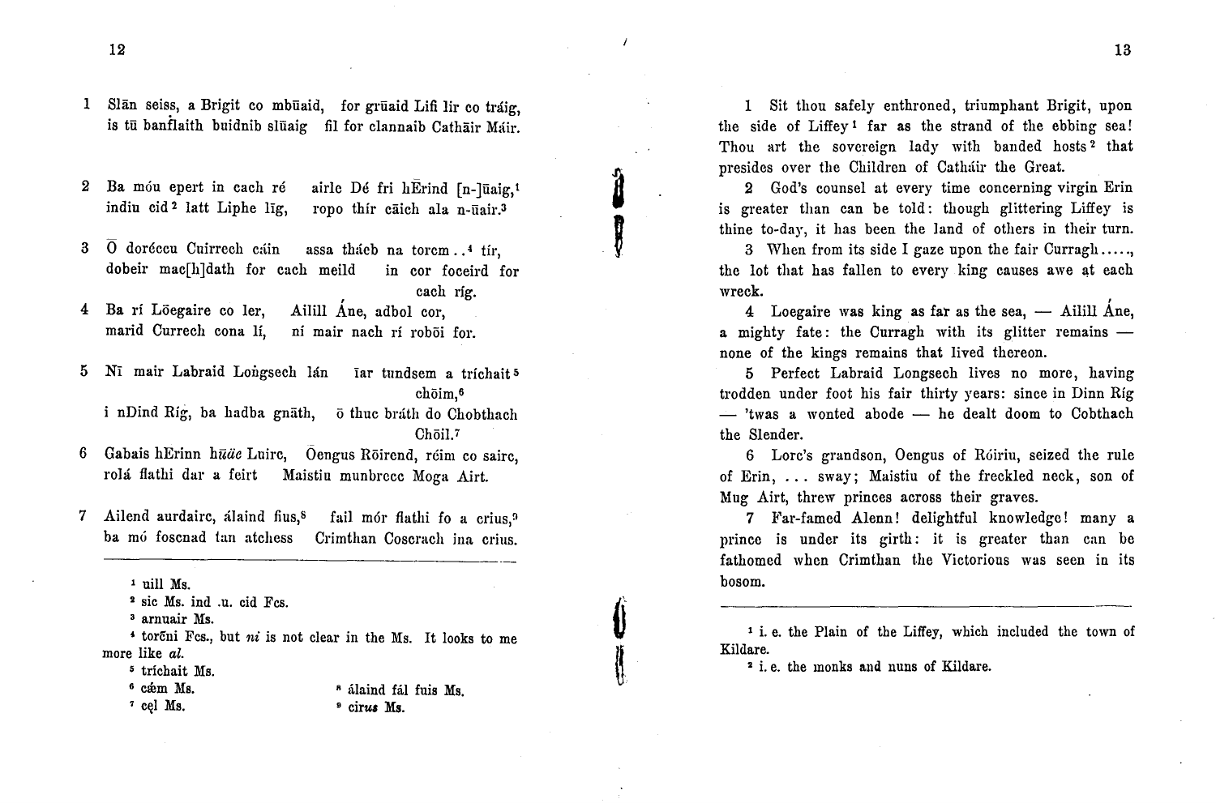1 Slān seiss, a Brigit co mbūaid, for grūaid Lifi lir co tráig,
is tū banflaith buidnib slūaig fil for clannaib Cathāir Máir.

2 Ba móu epert in cach ré airle Dé fri hĒrind [n-]ūaig,[1]
indiu cid[2] latt Liphe līg, ropo thír cāich ala n-ūair.[3]

3 Ō doréccu Cuirrech cáin assa tháeb na torcm ..[4] tír,
dobeir mac[h]dath for cach meild in cor foceird for cach ríg.

4 Ba rí Lōegaire co ler, Ailill Áne, adbol cor,
marid Currech cona lí, ní mair nach rí robōi for.

5 Nī mair Labraid Loṅgsech lán īar tundsem a tríchait[5] chōim,[6]
i nDind Ríg, ba hadba gnāth, ō thuc bráth do Chobthach Chōil.[7]

6 Gabais hErinn hūāc Luirc, Ōengus Rōirend, réim co sairc,
rolá flathi dar a feirt Maistiu munbrecc Moga Airt.

7 Ailend aurdairc, álaind fius,[8] fail mór flathi fo a crius,[9]
ba mó foscnad tan atchess Crimthan Coscrach ina crius.

---

[1] uill Ms.
[2] sic Ms. ind .u. cid Fcs.
[3] arnuair Ms.
[4] torc̄ni Fcs., but *ni* is not clear in the Ms. It looks to me more like *al*.
[5] trichait Ms.
[6] cǽm Ms.
[7] cęl Ms.
[8] álaind fál fuis Ms.
[9] ciru*s* Ms.

1 Sit thou safely enthroned, triumphant Brigit, upon the side of Liffey[1] far as the strand of the ebbing sea! Thou art the sovereign lady with banded hosts[2] that presides over the Children of Catháir the Great.

2 God's counsel at every time concerning virgin Erin is greater than can be told: though glittering Liffey is thine to-day, it has been the land of others in their turn.

3 When from its side I gaze upon the fair Curragh....., the lot that has fallen to every king causes awe at each wreck.

4 Loegaire was king as far as the sea, — Ailill Áne, a mighty fate: the Curragh with its glitter remains — none of the kings remains that lived thereon.

5 Perfect Labraid Longsech lives no more, having trodden under foot his fair thirty years: since in Dinn Ríg — 'twas a wonted abode — he dealt doom to Cobthach the Slender.

6 Lorc's grandson, Oengus of Róiriu, seized the rule of Erin, ... sway; Maistiu of the freckled neck, son of Mug Airt, threw princes across their graves.

7 Far-famed Alenn! delightful knowledge! many a prince is under its girth: it is greater than can be fathomed when Crimthan the Victorious was seen in its bosom.

---

[1] i. e. the Plain of the Liffey, which included the town of Kildare.
[2] i. e. the monks and nuns of Kildare.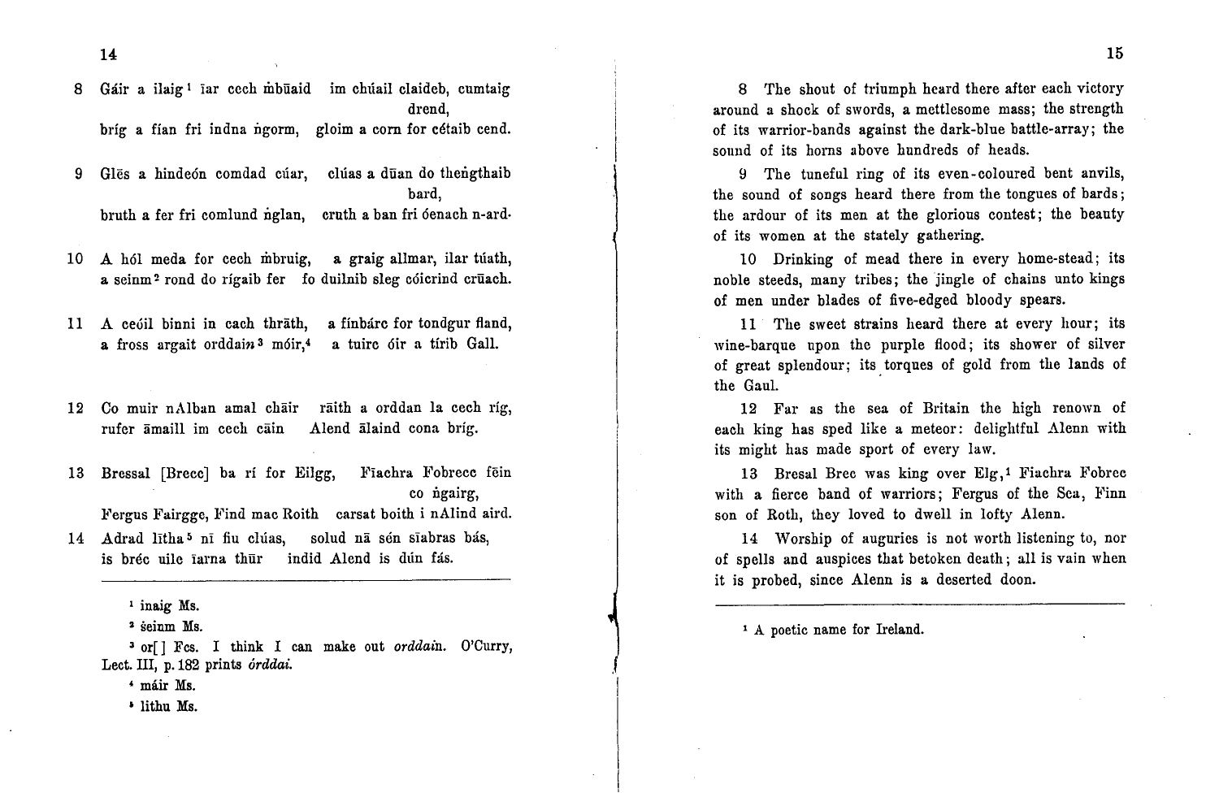8 Gáir a ilaig[1] ïar cech m̄būaid im chúail claideb, cumtaig drend,
bríg a fían fri indna n̄gorm, gloim a corn for cétaib cend.

9 Glēs a hindeón comdad cúar, clúas a dūan do then̄gthaib bard,
bruth a fer fri comlund n̄glan, cruth a ban fri óenach n-ard·

10 A hól meda for cech m̄bruig, a graig allmar, ilar túath,
a seinm[2] rond do rígaib fer fo duilnib sleg cóicrind crūach.

11 A ceóil binni in cach thrāth, a fínbárc for tondgur fland,
a fross argait orddai*n*[3] móir,[4] a tuirc óir a tírib Gall.

12 Co muir nAlban amal chāir rāith a orddan la cech ríg,
rufer āmaill im cech cāin Alend ālaind cona bríg.

13 Bressal [Brecc] ba rí for Eilgg, Fīachra Fobrecc fēin co n̄gairg,
Fergus Fairgge, Find mac Roith carsat boith i nAlind aird.

14 Adrad lītha[5] nī fiu clúas, solud nā sén sīabras bás,
is bréc uile ïarna thūr indid Alend is dún fás.

---

[1] inaig Ms.

[2] ṡeinm Ms.

[3] or[ ] Fcs. I think I can make out *orddain*. O'Curry, Lect. III, p. 182 prints *órddai*.

[4] máir Ms.

[5] lithu Ms.

8 The shout of triumph heard there after each victory around a shock of swords, a mettlesome mass; the strength of its warrior-bands against the dark-blue battle-array; the sound of its horns above hundreds of heads.

9 The tuneful ring of its even-coloured bent anvils, the sound of songs heard there from the tongues of bards; the ardour of its men at the glorious contest; the beauty of its women at the stately gathering.

10 Drinking of mead there in every home-stead; its noble steeds, many tribes; the jingle of chains unto kings of men under blades of five-edged bloody spears.

11 The sweet strains heard there at every hour; its wine-barque upon the purple flood; its shower of silver of great splendour; its torques of gold from the lands of the Gaul.

12 Far as the sea of Britain the high renown of each king has sped like a meteor: delightful Alenn with its might has made sport of every law.

13 Bresal Brec was king over Elg,[1] Fiachra Fobrec with a fierce band of warriors; Fergus of the Sea, Finn son of Roth, they loved to dwell in lofty Alenn.

14 Worship of auguries is not worth listening to, nor of spells and auspices that betoken death; all is vain when it is probed, since Alenn is a deserted doon.

---

[1] A poetic name for Ireland.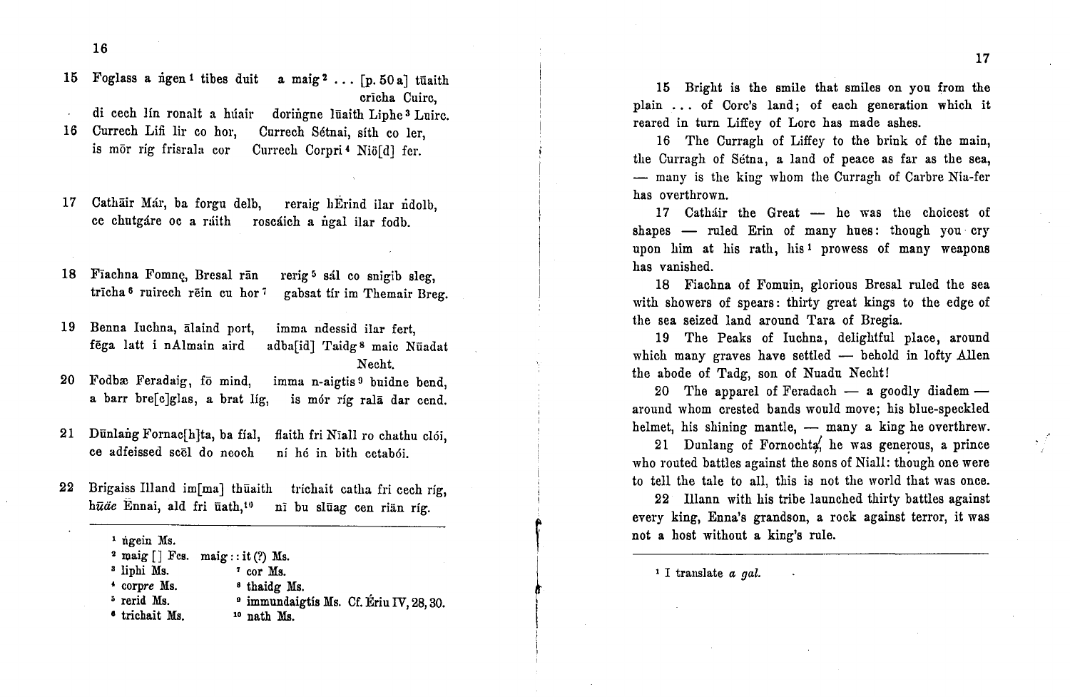15 Foglass a ṅgen[1] tibes duit a maig[2] . . . [p. 50 a] tūaith crīcha Cuirc,
di cech lín ronalt a húair doriṅgne lūaith Liphe[3] Luirc.

16 Currech Lifi lir co hor, Currech Sétnai, síth co ler,
is mōr ríg frisrala cor Currech Corpri[4] Niö[d] fer.

17 Cathāir Már, ba forgu delb, reraig hĒrind ilar ṅdolb,
ce chutgáre oc a ráith roscáich a ṅgal ilar fodb.

18 Fīachna Fomnę, Bresal rān rerig[5] sál co snigib sleg,
trīcha[6] ruirech rēin cu hor[7] gabsat tír im Themair Breg.

19 Benna Iuchna, ālaind port, imma ndessid ilar fert,
fēga latt i nAlmain aird adba[id] Taidg[8] maic Nūadat Necht.

20 Fodbæ Feradaig, fō mind, imma n-aigtis[9] buidne bend,
a barr bre[c]glas, a brat líg, is mór ríg ralā dar cend.

21 Dūnlaṅg Fornac[h]ta, ba fíal, flaith fri Nīall ro chathu clói,
ce adfeissed scēl do neoch ní hé in bith cetabói.

22 Brigaiss Illand im[ma] thūaith trichait catha fri cech ríg,
hūäe Ēnnai, ald fri ūath,[10] nī bu slūag cen riān ríg.

---

[1] ṅgein Ms.
[2] maig [ ] Fcs. maig : : it (?) Ms.
[3] liphi Ms.
[4] corpre Ms.
[5] rerid Ms.
[6] trichait Ms.
[7] cor Ms.
[8] thaidg Ms.
[9] immundaigtis Ms. Cf. Ériu IV, 28, 30.
[10] nath Ms.

15 Bright is the smile that smiles on you from the plain . . . of Corc's land; of each generation which it reared in turn Liffey of Lorc has made ashes.

16 The Curragh of Liffey to the brink of the main, the Curragh of Sétna, a land of peace as far as the sea, — many is the king whom the Curragh of Carbre Nia-fer has overthrown.

17 Catháir the Great — he was the choicest of shapes — ruled Erin of many hues: though you cry upon him at his rath, his[1] prowess of many weapons has vanished.

18 Fiachna of Fomuin, glorious Bresal ruled the sea with showers of spears: thirty great kings to the edge of the sea seized land around Tara of Bregia.

19 The Peaks of Iuchna, delightful place, around which many graves have settled — behold in lofty Allen the abode of Tadg, son of Nuadu Necht!

20 The apparel of Feradach — a goodly diadem — around whom crested bands would move; his blue-speckled helmet, his shining mantle, — many a king he overthrew.

21 Dunlang of Fornochta, he was generous, a prince who routed battles against the sons of Niall: though one were to tell the tale to all, this is not the world that was once.

22 Illann with his tribe launched thirty battles against every king, Enna's grandson, a rock against terror, it was not a host without a king's rule.

---

[1] I translate *a gal.*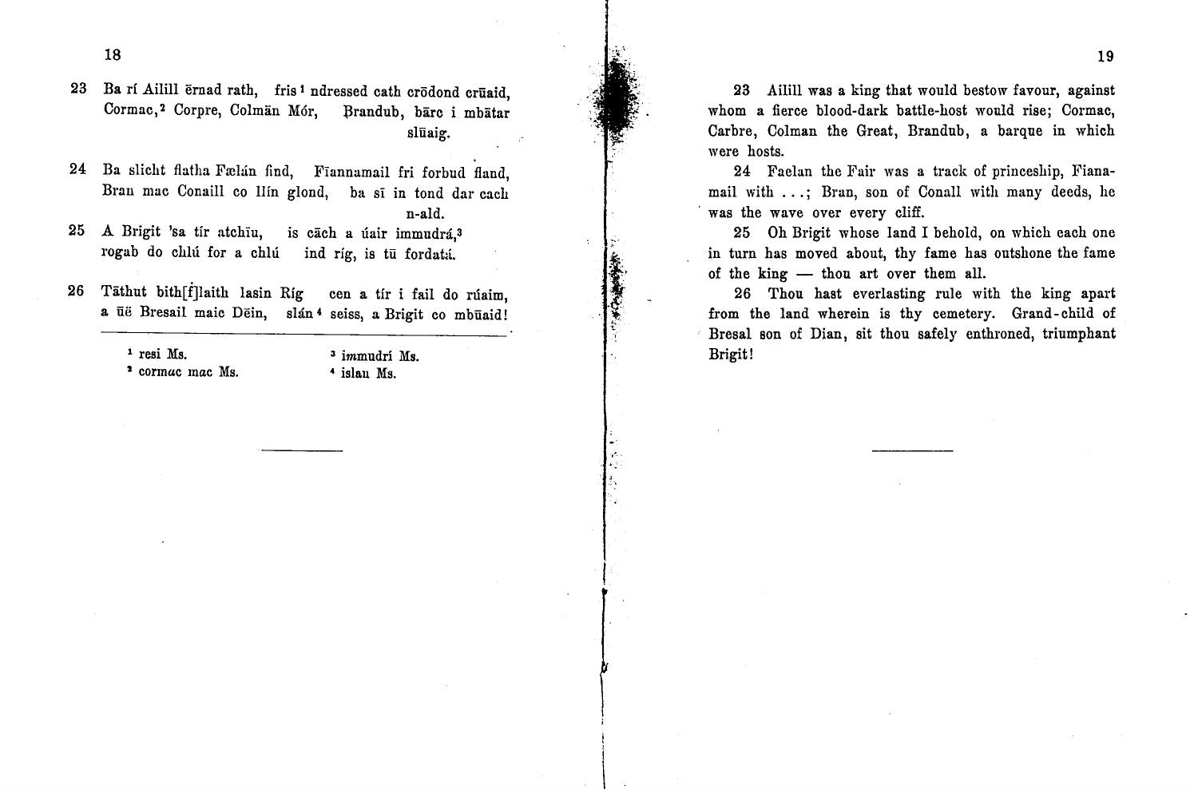23 Ba rí Ailill ērnad rath, fris[1] ndressed cath crōdond crūaid,
Cormac,[2] Corpre, Colmān Mór, Brandub, bārc i mbātar slūaig.

24 Ba slicht flatha Fælán find, Fīannamail fri forbud fland,
Bran mac Conaill co llín glond, ba sī in tond dar cach n-ald.

25 A Brigit 'sa tír atchīu, is cāch a úair immudrá,[3]
rogab do chlú for a chlú ind ríg, is tū fordatá.

26 Tāthut bith[f]laith lasin Ríg cen a tír i fail do rúaim,
a ūë Bresail maic Dēin, slán[4] seiss, a Brigit co mbūaid!

---

[1] resi Ms.
[2] cormac mac Ms.
[3] immudri Ms.
[4] islan Ms.

---

23 Ailill was a king that would bestow favour, against whom a fierce blood-dark battle-host would rise; Cormac, Carbre, Colman the Great, Brandub, a barque in which were hosts.

24 Faelan the Fair was a track of princeship, Fianamail with . . .; Bran, son of Conall with many deeds, he was the wave over every cliff.

25 Oh Brigit whose land I behold, on which each one in turn has moved about, thy fame has outshone the fame of the king — thou art over them all.

26 Thou hast everlasting rule with the king apart from the land wherein is thy cemetery. Grand-child of Bresal son of Dian, sit thou safely enthroned, triumphant Brigit!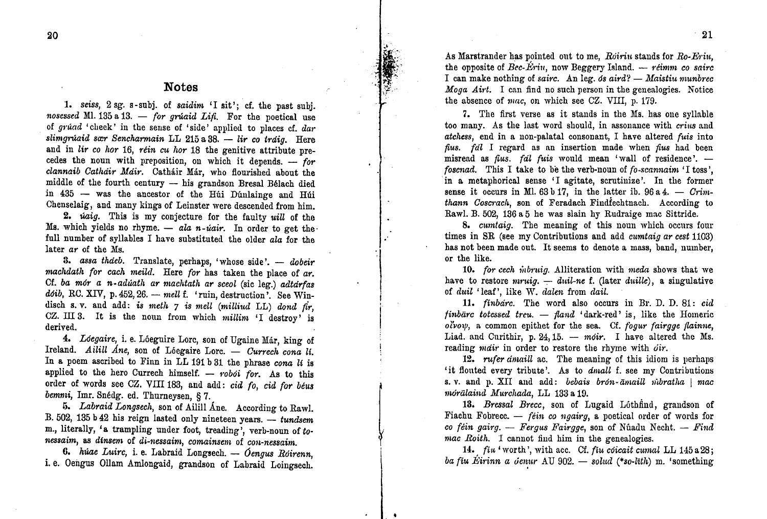## Notes

**1.** *seiss*, 2 sg. s-subj. of *saidim* 'I sit'; cf. the past subj. *nosessed* Ml. 135 a 13. — *for grúaid Lifi*. For the poetical use of *grúad* 'cheek' in the sense of 'side' applied to places cf. *dar slimgrúaid sær Sencharmain* LL 215 a 38. — *lir co tráig*. Here and in *lir co hor* 16, *réin cu hor* 18 the genitive attribute precedes the noun with preposition, on which it depends. — *for clannaib Catháir Máir*. Catháir Már, who flourished about the middle of the fourth century — his grandson Bresal Bélach died in 435 — was the ancestor of the Húi Dúnlainge and Húi Chenselaig, and many kings of Leinster were descended from him.

**2.** *úaig*. This is my conjecture for the faulty *uill* of the Ms. which yields no rhyme. — *ala n-úair*. In order to get the full number of syllables I have substituted the older *ala* for the later *ar* of the Ms.

**3.** *assa thaeb*. Translate, perhaps, 'whose side'. — *dobeir machdath for cach meild*. Here *for* has taken the place of *ar*. Cf. *ba mór a n-adúath ar machtath ar sceol* (sic leg.) *adtárfas dóib*, RC. XIV, p. 452, 26. — *mell* f. 'ruin, destruction'. See Windisch s. v. and add: *is meth 7 is mell* (*milliud* LL) *dond fir*, CZ. III 3. It is the noun from which *millim* 'I destroy' is derived.

**4.** *Lóegaire*, i. e. Lóeguire Lorc, son of Ugaine Már, king of Ireland. *Ailill Áne*, son of Lóegaire Lorc. — *Currech cona lí*. In a poem ascribed to Finn in LL 191 b 31 the phrase *cona lí* is applied to the hero Currech himself. — *robói for*. As to this order of words see CZ. VIII 183, and add: *cid fo, cid for béus bemmi*, Imr. Snédg. ed. Thurneysen, § 7.

**5.** *Labraid Longsech*, son of Ailill Áne. According to Rawl. B. 502, 135 b 42 his reign lasted only nineteen years. — *tundsem* m., literally, 'a trampling under foot, treading', verb-noun of *to-nessaim*, as *dinsem* of *di-nessaim*, *comainsem* of *con-nessaim*.

**6.** *húae Luirc*, i. e. Labraid Longsech. — *Óengus Róirenn*, i. e. Oengus Ollam Amlongaid, grandson of Labraid Loingsech. As Marstrander has pointed out to me, *Róiriu* stands for *Ro-Ériu*, the opposite of *Bec-Ériu*, now Beggery Island. — *réimm co sairc* I can make nothing of *sairc*. An leg. *ós aird*? — *Maistiu munbrec Moga Airt*. I can find no such person in the genealogies. Notice the absence of *mac*, on which see CZ. VIII, p. 179.

**7.** The first verse as it stands in the Ms. has one syllable too many. As the last word should, in assonance with *crius* and *atchess*, end in a non-palatal consonant, I have altered *fuis* into *fius*. *fál* I regard as an insertion made when *fius* had been misread as *fius*. *fál fuis* would mean 'wall of residence'. — *foscnad*. This I take to be the verb-noun of *fo-scannaim* 'I toss', in a metaphorical sense 'I agitate, scrutinize'. In the former sense it occurs in Ml. 63 b 17, in the latter ib. 96 a 4. — *Crimthann Coscrach*, son of Feradach Findfechtnach. According to Rawl. B. 502, 136 a 5 he was slain by Rudraige mac Sittride.

**8.** *cumtaig*. The meaning of this noun which occurs four times in SR (see my Contributions and add *cumtaig ar cest* 1103) has not been made out. It seems to denote a mass, band, number, or the like.

**10.** *for cech ṁbruig*. Alliteration with *meda* shows that we have to restore *mruig*. — *duil-ne* f. (later *duille*), a singulative of *duil* 'leaf', like W. *dalen* from *dail*.

**11.** *finbárc*. The word also occurs in Br. D. D. 81: *cid finbārc totessed treu*. — *fland* 'dark-red' is, like the Homeric οἶνοψ, a common epithet for the sea. Cf. *fogur fairgge flainne*, Liad. and Curithir, p. 24, 15. — *móir*. I have altered the Ms. reading *máir* in order to restore the rhyme with *óir*.

**12.** *rufer ámaill* ac. The meaning of this idiom is perhaps 'it flouted every tribute'. As to *ámall* f. see my Contributions s. v. and p. XII and add: *bebais brón-āmaill ṁbratha* | *mac mórālaind Murchada*, LL 133 a 19.

**13.** *Bressal Brecc*, son of Lugaid Lóthfind, grandson of Fiachu Fobrecc. — *féin co ngairg*, a poetical order of words for *co féin gairg*. — *Fergus Fairgge*, son of Núadu Necht. — *Find mac Roith*. I cannot find him in the genealogies.

**14.** *fiu* 'worth', with acc. Cf. *fiu cóicait cumal* LL 145 a 28; *ba fiu Érinn a óenur* AU 902. — *solud* (\*so-lāth) m. 'something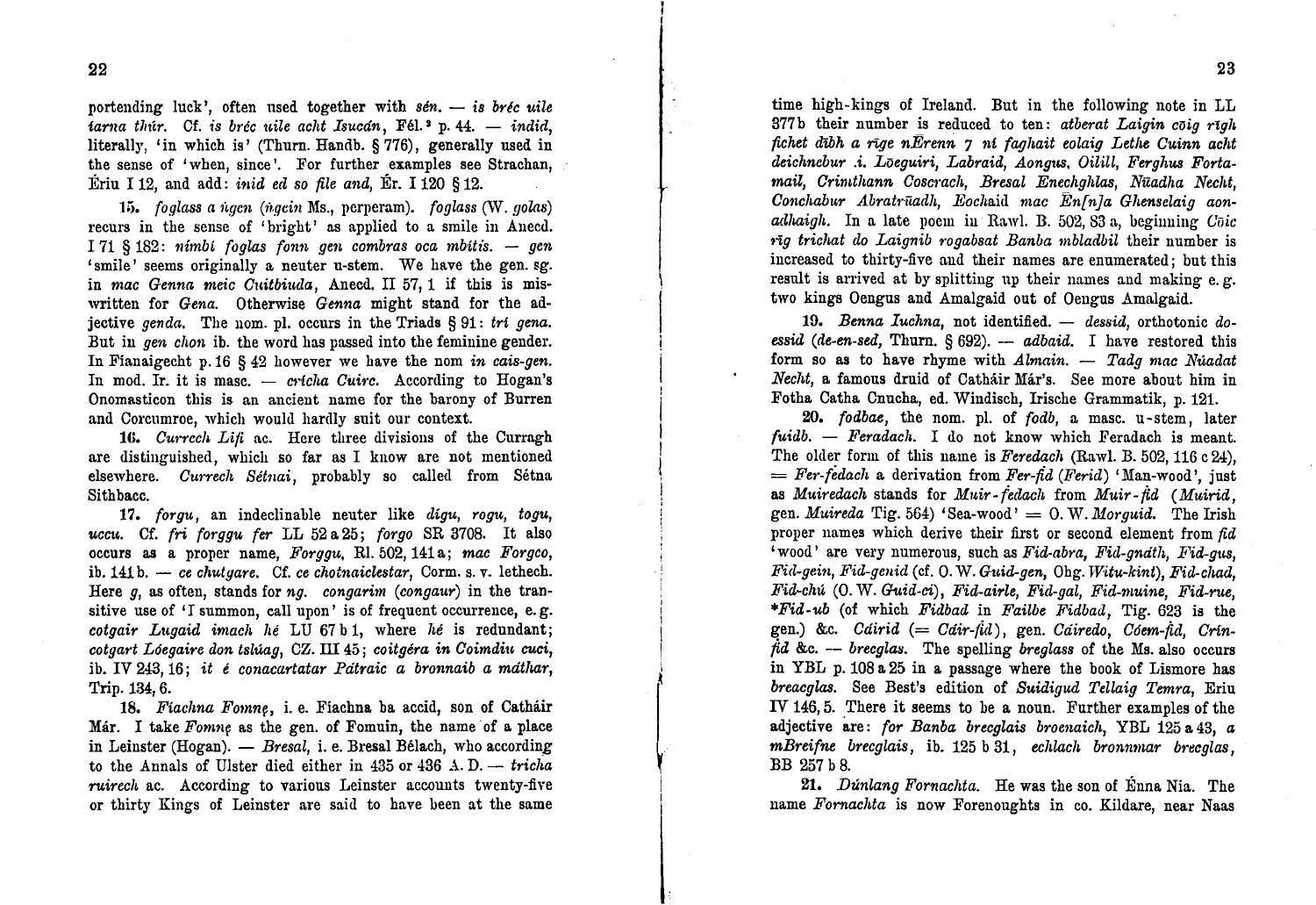portending luck', often used together with *sén*. — *is bréc uile tarna thír*. Cf. *is bréc uile acht Isucán*, Fél.² p. 44. — *indid*, literally, 'in which is' (Thurn. Handb. § 776), generally used in the sense of 'when, since'. For further examples see Strachan, Ériu I 12, and add: *inid ed so file and*, Ér. I 120 § 12.

**15.** *foglass a ṅgen* (*ṅgein* Ms., perperam). *foglass* (W. *golas*) recurs in the sense of 'bright' as applied to a smile in Anecd. I 71 § 182: *nímbi foglas fonn gen combras oca mbitis*. — *gen* 'smile' seems originally a neuter u-stem. We have the gen. sg. in *mac Genna meic Cuitbiuda*, Anecd. II 57, 1 if this is miswritten for *Gena*. Otherwise *Genna* might stand for the adjective *genda*. The nom. pl. occurs in the Triads § 91: *trí gena*. But in *gen chon* ib. the word has passed into the feminine gender. In Fianaigecht p. 16 § 42 however we have the nom *in cais-gen*. In mod. Ir. it is masc. — *cricha Cuirc*. According to Hogan's Onomasticon this is an ancient name for the barony of Burren and Corcumroe, which would hardly suit our context.

**16.** *Currech Lifi* ac. Here three divisions of the Curragh are distinguished, which so far as I know are not mentioned elsewhere. *Currech Sétnai*, probably so called from Sétna Sithbacc.

**17.** *forgu*, an indeclinable neuter like *digu*, *rogu*, *togu*, *uccu*. Cf. *fri forggu fer* LL 52 a 25; *forgo* SR 3708. It also occurs as a proper name, *Forggu*, Rl. 502, 141 a; *mac Forgco*, ib. 141 b. — *ce chutgare*. Cf. *ce chotnaiclestar*, Corm. s. v. lethech. Here *g*, as often, stands for *ng*. *congarim* (*congaur*) in the transitive use of 'I summon, call upon' is of frequent occurrence, e. g. *cotgair Lugaid imach hé* LU 67 b 1, where *hé* is redundant; *cotgart Lóegaire don tslúag*, CZ. III 45; *coitgéra in Coimdiu cuci*, ib. IV 243, 16; *it é conacartatar Pátraic a bronnaib a máthar*, Trip. 134, 6.

**18.** *Fiachna Fomnę*, i. e. Fiachna ba accid, son of Catháir Már. I take *Fomnę* as the gen. of Fomuin, the name of a place in Leinster (Hogan). — *Bresal*, i. e. Bresal Bélach, who according to the Annals of Ulster died either in 435 or 436 A. D. — *tricha ruirech* ac. According to various Leinster accounts twenty-five or thirty Kings of Leinster are said to have been at the same time high-kings of Ireland. But in the following note in LL 377 b their number is reduced to ten: *atberat Laigin cōig rīgh fichet dībh a rīge nErenn ⁊ ní faghait eolaig Lethe Cuinn acht deichnebur .i. Lōeguiri, Labraid, Aongus, Oilill, Ferghus Fortamail, Crimthann Coscrach, Bresal Enechghlas, Nūadha Necht, Conchabur Abratrūadh, Eochaid mac En[n]a Ghenselaig aonadhaigh*. In a late poem in Rawl. B. 502, 83 a, beginning *Cōic rīg trichat do Laignib rogabsat Banba mbladbil* their number is increased to thirty-five and their names are enumerated; but this result is arrived at by splitting up their names and making e. g. two kings Oengus and Amalgaid out of Oengus Amalgaid.

**19.** *Benna Iuchna*, not identified. — *dessid*, orthotonic *doessid* (*de-en-sed*, Thurn. § 692). — *adbaid*. I have restored this form so as to have rhyme with *Almain*. — *Tadg mac Núadat Necht*, a famous druid of Catháir Már's. See more about him in Fotha Catha Cnucha, ed. Windisch, Irische Grammatik, p. 121.

**20.** *fodbae*, the nom. pl. of *fodb*, a masc. u-stem, later *fuidb*. — *Feradach*. I do not know which Feradach is meant. The older form of this name is *Feredach* (Rawl. B. 502, 116 c 24), = *Fer-fēdach* a derivation from *Fer-fid* (*Ferid*) 'Man-wood', just as *Muiredach* stands for *Muir-fēdach* from *Muir-fid* (*Muirid*, gen. *Muireda* Tig. 564) 'Sea-wood' = O. W. *Morguid*. The Irish proper names which derive their first or second element from *fid* 'wood' are very numerous, such as *Fid-abra*, *Fid-gnáth*, *Fid-gus*, *Fid-gein*, *Fid-genid* (cf. O. W. *Guid-gen*, Ohg. *Witu-kint*), *Fid-chad*, *Fid-chú* (O. W. *Guid-ci*), *Fid-airle*, *Fid-gal*, *Fid-muine*, *Fid-rue*, *\*Fid-ub* (of which *Fidbad* in *Failbe Fidbad*, Tig. 623 is the gen.) &c. *Cáirid* (= *Cáir-fid*), gen. *Cáiredo*, *Cóem-fid*, *Crin-fid* &c. — *brecglas*. The spelling *breglass* of the Ms. also occurs in YBL p. 108 a 25 in a passage where the book of Lismore has *breacglas*. See Best's edition of *Suidigud Tellaig Temra*, Eriu IV 146, 5. There it seems to be a noun. Further examples of the adjective are: *for Banba brecglais broenaich*, YBL 125 a 43, *a mBreifne brecglais*, ib. 125 b 31, *echlach bronnmar brecglas*, BB 257 b 8.

**21.** *Dúnlang Fornachta*. He was the son of Énna Nia. The name *Fornachta* is now Forenoughts in co. Kildare, near Naas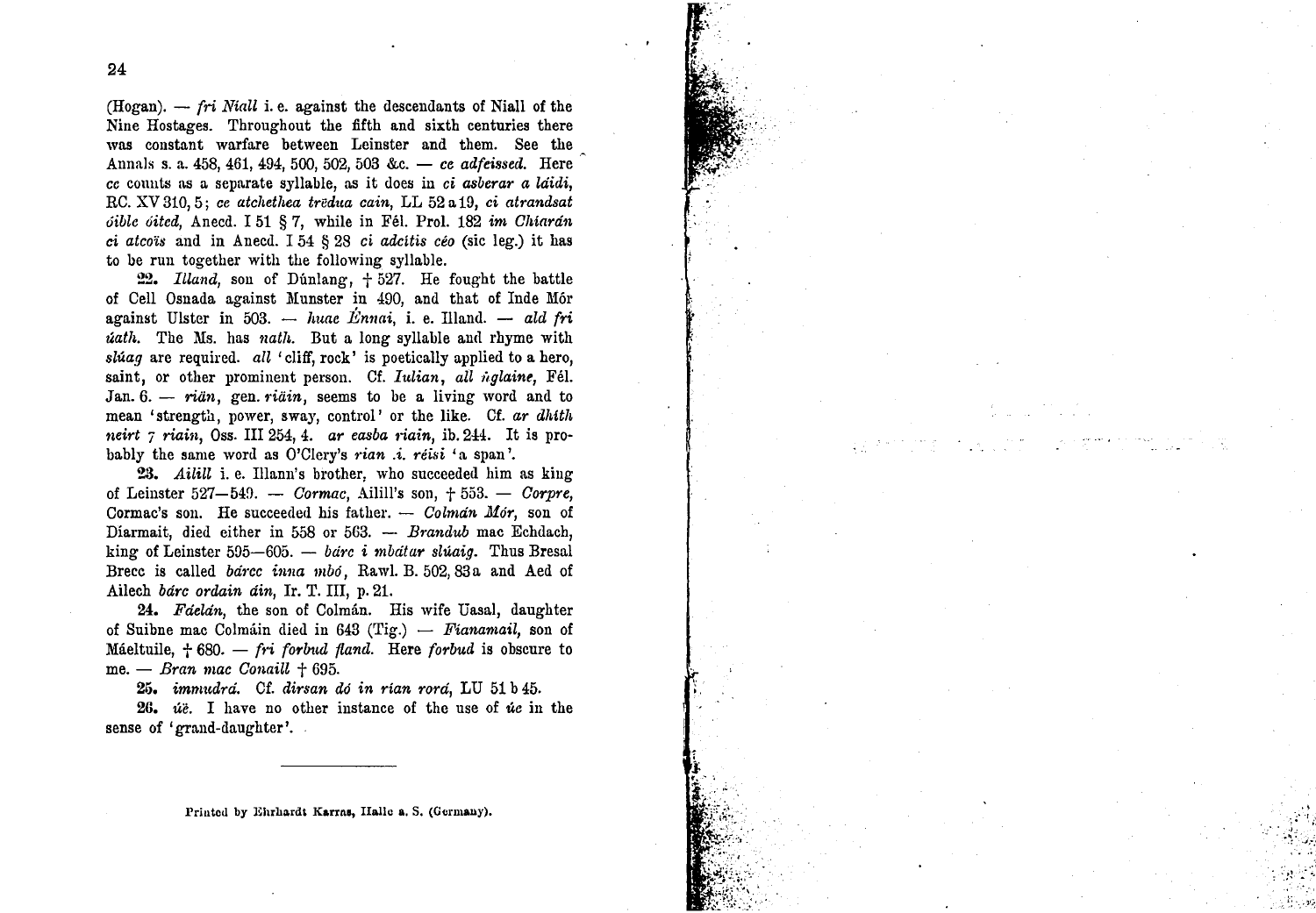(Hogan). — *fri Niall* i. e. against the descendants of Niall of the Nine Hostages. Throughout the fifth and sixth centuries there was constant warfare between Leinster and them. See the Annals s. a. 458, 461, 494, 500, 502, 503 &c. — *ce adfeissed.* Here *ce* counts as a separate syllable, as it does in *ci asberar a láidi,* RC. XV 310, 5; *ce atchethea trēdua cain,* LL 52 a 19, *ci atrandsat óiblc óited,* Anecd. I 51 § 7, while in Fél. Prol. 182 *im Chiarán ci atcoïs* and in Anecd. I 54 § 28 *ci adcitis céo* (sic leg.) it has to be run together with the following syllable.

**22.** *Illand,* son of Dúnlang, † 527. He fought the battle of Cell Osnada against Munster in 490, and that of Inde Mór against Ulster in 503. — *huae Énnai,* i. e. Illand. — *ald fri úath.* The Ms. has *nath.* But a long syllable and rhyme with *slúag* are required. *all* 'cliff, rock' is poetically applied to a hero, saint, or other prominent person. Cf. *Iulian, all ṅglaine,* Fél. Jan. 6. — *riän,* gen. *riäin,* seems to be a living word and to mean 'strength, power, sway, control' or the like. Cf. *ar dhíth neirt 7 riain,* Oss. III 254, 4. *ar easba riain,* ib. 244. It is probably the same word as O'Clery's *rian .i. réisi* 'a span'.

**23.** *Ailill* i. e. Illann's brother, who succeeded him as king of Leinster 527—549. — *Cormac,* Ailill's son, † 553. — *Corpre,* Cormac's son. He succeeded his father. — *Colmán Mór,* son of Díarmait, died either in 558 or 563. — *Brandub* mac Echdach, king of Leinster 595—605. — *bárc i mbátar slúaig.* Thus Bresal Brecc is called *bárcc inna mbó,* Rawl. B. 502, 83 a and Aed of Ailech *bárc ordain áin,* Ir. T. III, p. 21.

**24.** *Fáelán,* the son of Colmán. His wife Uasal, daughter of Suibne mac Colmáin died in 643 (Tig.) — *Fianamail,* son of Máeltuile, † 680. — *fri forbud fland.* Here *forbud* is obscure to me. — *Bran mac Conaill* † 695.

**25.** *immudrá.* Cf. *dirsan dó in rian rorá,* LU 51 b 45.

**26.** *úë.* I have no other instance of the use of *úe* in the sense of 'grand-daughter'.

---

Printed by Ehrhardt Karras, Halle a. S. (Germany).